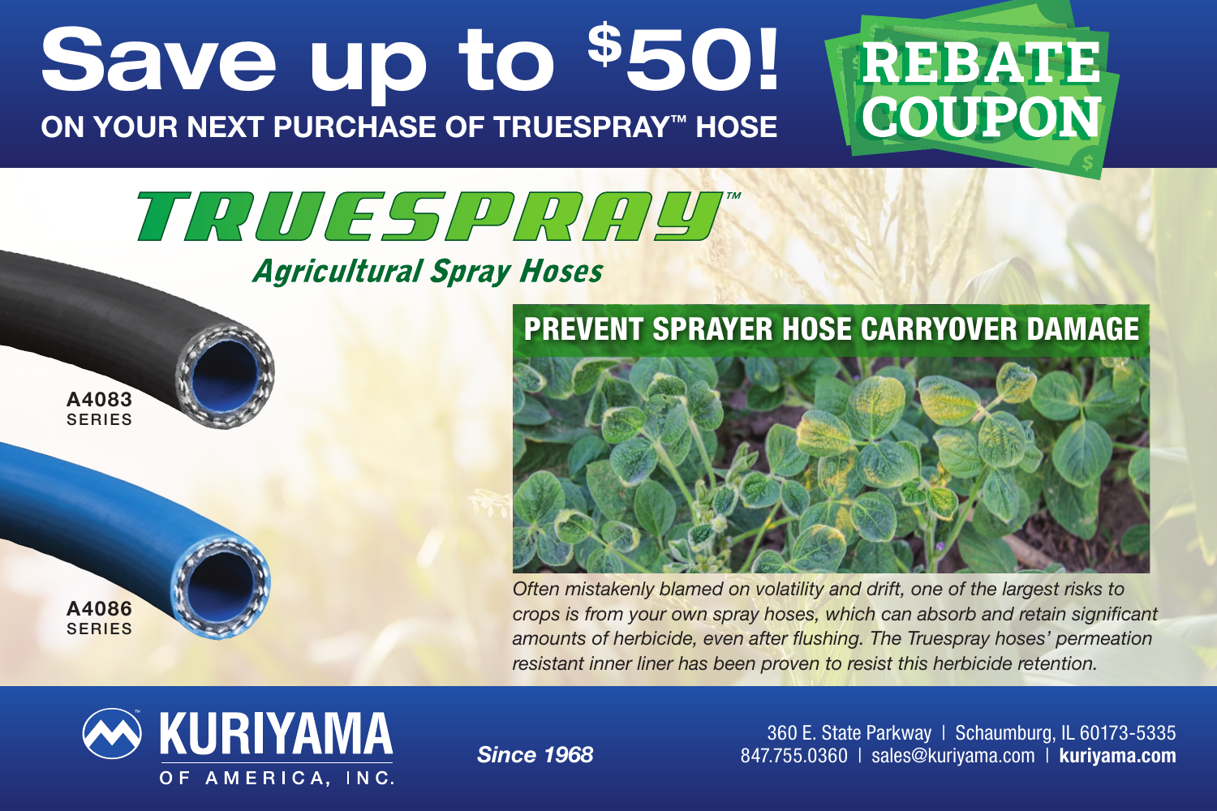# Save up to $50!

**ON YOUR NEXT PURCHASE OF TRUESPRAY™ HOSE**

## REBATE COUPON

## TRUESPRAY™

### *Agricultural Spray Hoses*

**A4083** SERIES

**A4086** SERIES

## PREVENT SPRAYER HOSE CARRYOVER DAMAGE

*Often mistakenly blamed on volatility and drift, one of the largest risks to crops is from your own spray hoses, which can absorb and retain significant amounts of herbicide, even after flushing. The Truespray hoses' permeation resistant inner liner has been proven to resist this herbicide retention.*

**KURIYAMA** OF AMERICA, INC.

*Since 1968*

360 E. State Parkway | Schaumburg, IL 60173-5335
847.755.0360 | sales@kuriyama.com | **kuriyama.com**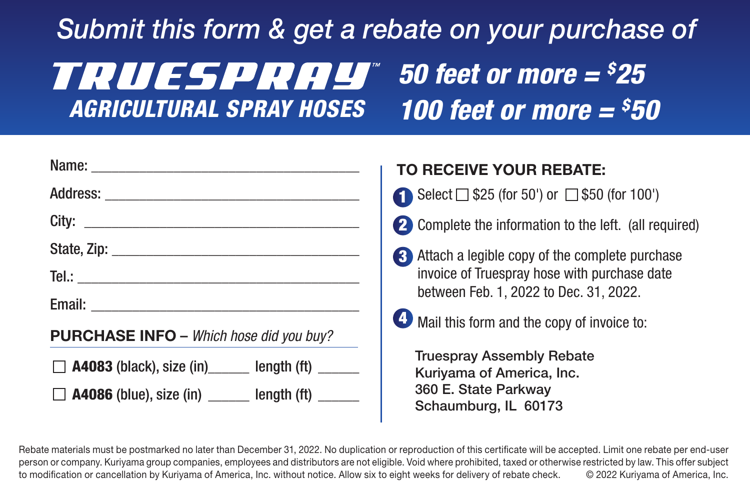*Submit this form & get a rebate on your purchase of*

# TRUESPRAY™ AGRICULTURAL SPRAY HOSES

## 50 feet or more = $25
## 100 feet or more = $50

Name: ______________________________

Address: ______________________________

City: ______________________________

State, Zip: ______________________________

Tel.: ______________________________

Email: ______________________________

**PURCHASE INFO** – *Which hose did you buy?*

☐ **A4083** (black), size (in)_____ length (ft) _____

☐ **A4086** (blue), size (in) _____ length (ft) _____

**TO RECEIVE YOUR REBATE:**

1. Select ☐ $25 (for 50') or ☐ $50 (for 100')
2. Complete the information to the left. (all required)
3. Attach a legible copy of the complete purchase invoice of Truespray hose with purchase date between Feb. 1, 2022 to Dec. 31, 2022.
4. Mail this form and the copy of invoice to:

Truespray Assembly Rebate
Kuriyama of America, Inc.
360 E. State Parkway
Schaumburg, IL 60173

Rebate materials must be postmarked no later than December 31, 2022. No duplication or reproduction of this certificate will be accepted. Limit one rebate per end-user person or company. Kuriyama group companies, employees and distributors are not eligible. Void where prohibited, taxed or otherwise restricted by law. This offer subject to modification or cancellation by Kuriyama of America, Inc. without notice. Allow six to eight weeks for delivery of rebate check. © 2022 Kuriyama of America, Inc.